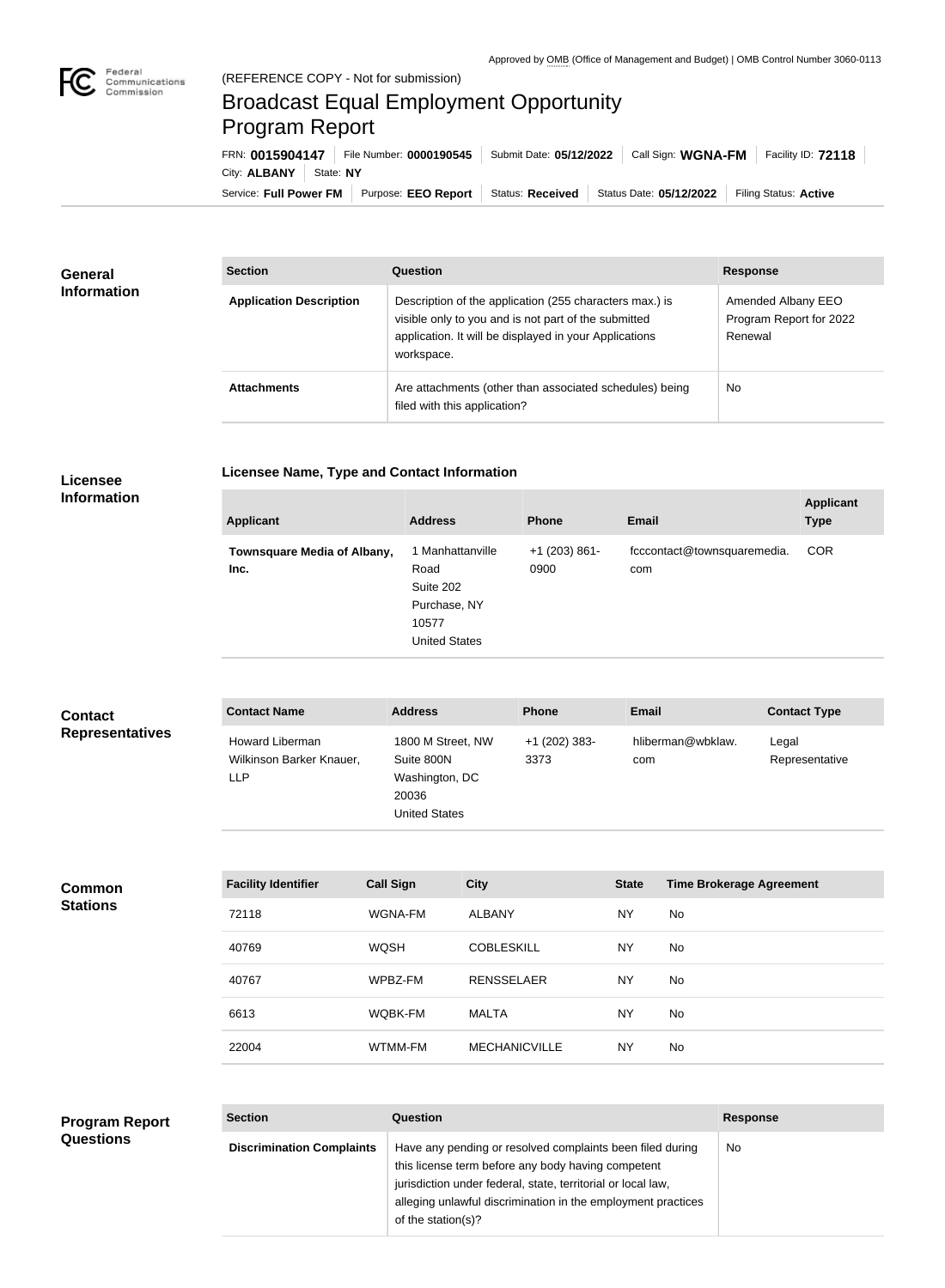Approved by OMB (Office of Management and Budget) | OMB Control Number 3060-0113

(REFERENCE COPY - Not for submission)

# Broadcast Equal Employment Opportunity Program Report

FRN: **0015904147** | File Number: **0000190545** | Submit Date: **05/12/2022** | Call Sign: **WGNA-FM** | Facility ID: **72118** | City: **ALBANY** | State: **NY**

Service: **Full Power FM** | Purpose: **EEO Report** | Status: **Received** | Status Date: **05/12/2022** | Filing Status: **Active**

## General Information

| Section | Question | Response |
|---|---|---|
| **Application Description** | Description of the application (255 characters max.) is visible only to you and is not part of the submitted application. It will be displayed in your Applications workspace. | Amended Albany EEO Program Report for 2022 Renewal |
| **Attachments** | Are attachments (other than associated schedules) being filed with this application? | No |

## Licensee Information

### Licensee Name, Type and Contact Information

| Applicant | Address | Phone | Email | Applicant Type |
|---|---|---|---|---|
| **Townsquare Media of Albany, Inc.** | 1 Manhattanville Road Suite 202 Purchase, NY 10577 United States | +1 (203) 861-0900 | fcccontact@townsquaremedia.com | COR |

## Contact Representatives

| Contact Name | Address | Phone | Email | Contact Type |
|---|---|---|---|---|
| Howard Liberman Wilkinson Barker Knauer, LLP | 1800 M Street, NW Suite 800N Washington, DC 20036 United States | +1 (202) 383-3373 | hliberman@wbklaw.com | Legal Representative |

## Common Stations

| Facility Identifier | Call Sign | City | State | Time Brokerage Agreement |
|---|---|---|---|---|
| 72118 | WGNA-FM | ALBANY | NY | No |
| 40769 | WQSH | COBLESKILL | NY | No |
| 40767 | WPBZ-FM | RENSSELAER | NY | No |
| 6613 | WQBK-FM | MALTA | NY | No |
| 22004 | WTMM-FM | MECHANICVILLE | NY | No |

## Program Report Questions

| Section | Question | Response |
|---|---|---|
| **Discrimination Complaints** | Have any pending or resolved complaints been filed during this license term before any body having competent jurisdiction under federal, state, territorial or local law, alleging unlawful discrimination in the employment practices of the station(s)? | No |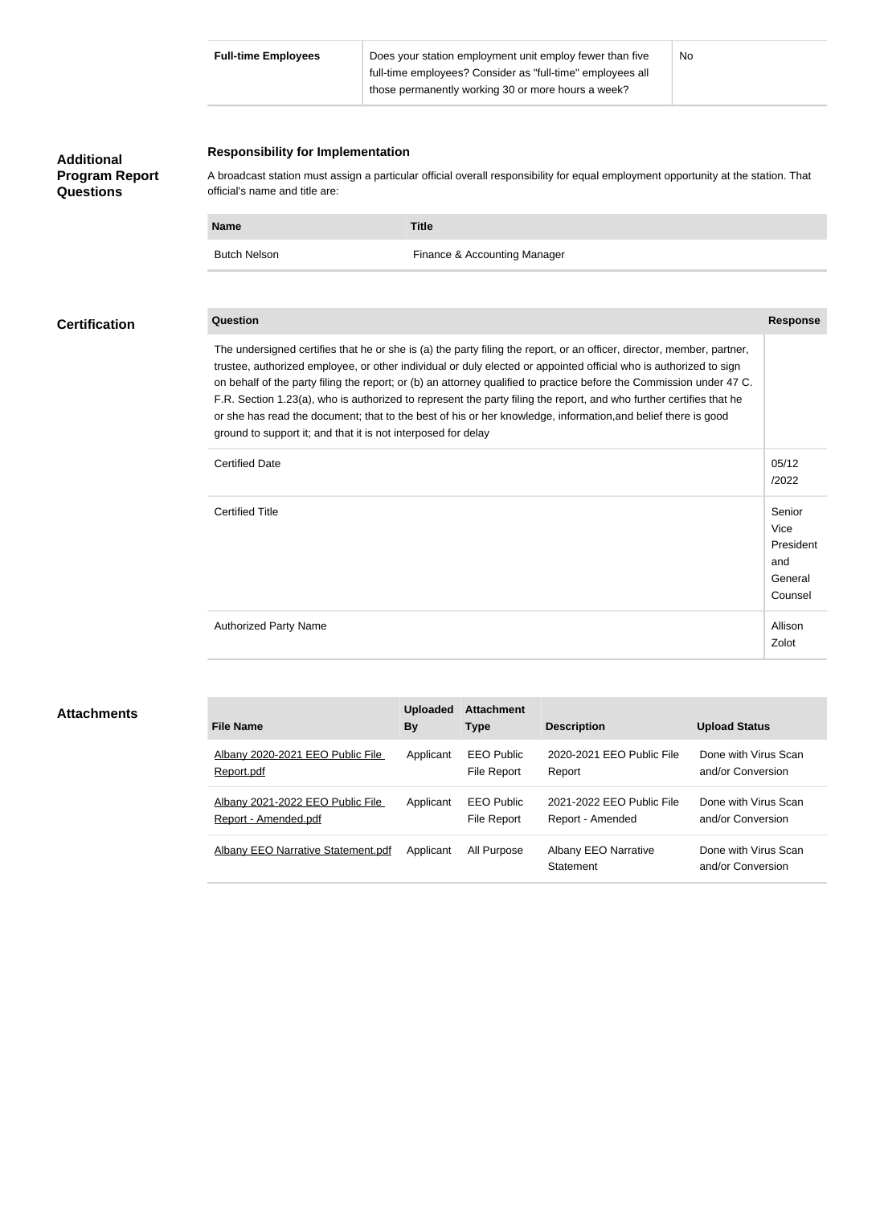| | | |
|---|---|---|
| **Full-time Employees** | Does your station employment unit employ fewer than five full-time employees? Consider as "full-time" employees all those permanently working 30 or more hours a week? | No |

## Additional Program Report Questions

### Responsibility for Implementation

A broadcast station must assign a particular official overall responsibility for equal employment opportunity at the station. That official's name and title are:

| Name | Title |
|---|---|
| Butch Nelson | Finance & Accounting Manager |

## Certification

| Question | Response |
|---|---|
| The undersigned certifies that he or she is (a) the party filing the report, or an officer, director, member, partner, trustee, authorized employee, or other individual or duly elected or appointed official who is authorized to sign on behalf of the party filing the report; or (b) an attorney qualified to practice before the Commission under 47 C.F.R. Section 1.23(a), who is authorized to represent the party filing the report, and who further certifies that he or she has read the document; that to the best of his or her knowledge, information,and belief there is good ground to support it; and that it is not interposed for delay | |
| Certified Date | 05/12/2022 |
| Certified Title | Senior Vice President and General Counsel |
| Authorized Party Name | Allison Zolot |

## Attachments

| File Name | Uploaded By | Attachment Type | Description | Upload Status |
|---|---|---|---|---|
| Albany 2020-2021 EEO Public File Report.pdf | Applicant | EEO Public File Report | 2020-2021 EEO Public File Report | Done with Virus Scan and/or Conversion |
| Albany 2021-2022 EEO Public File Report - Amended.pdf | Applicant | EEO Public File Report | 2021-2022 EEO Public File Report - Amended | Done with Virus Scan and/or Conversion |
| Albany EEO Narrative Statement.pdf | Applicant | All Purpose | Albany EEO Narrative Statement | Done with Virus Scan and/or Conversion |